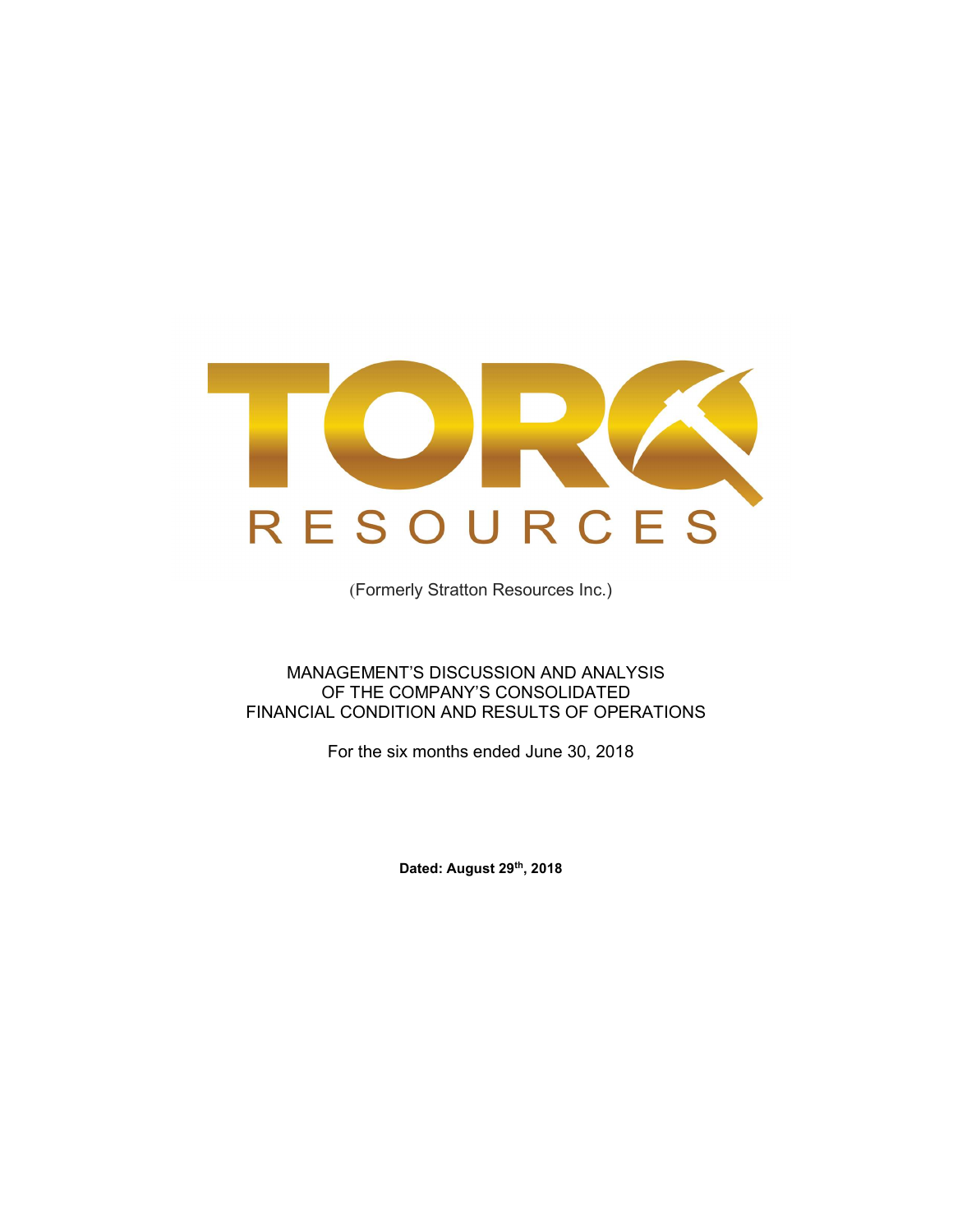# TORQ RESOURCES

(Formerly Stratton Resources Inc.)

MANAGEMENT'S DISCUSSION AND ANALYSIS
OF THE COMPANY'S CONSOLIDATED
FINANCIAL CONDITION AND RESULTS OF OPERATIONS

For the six months ended June 30, 2018

**Dated: August 29th, 2018**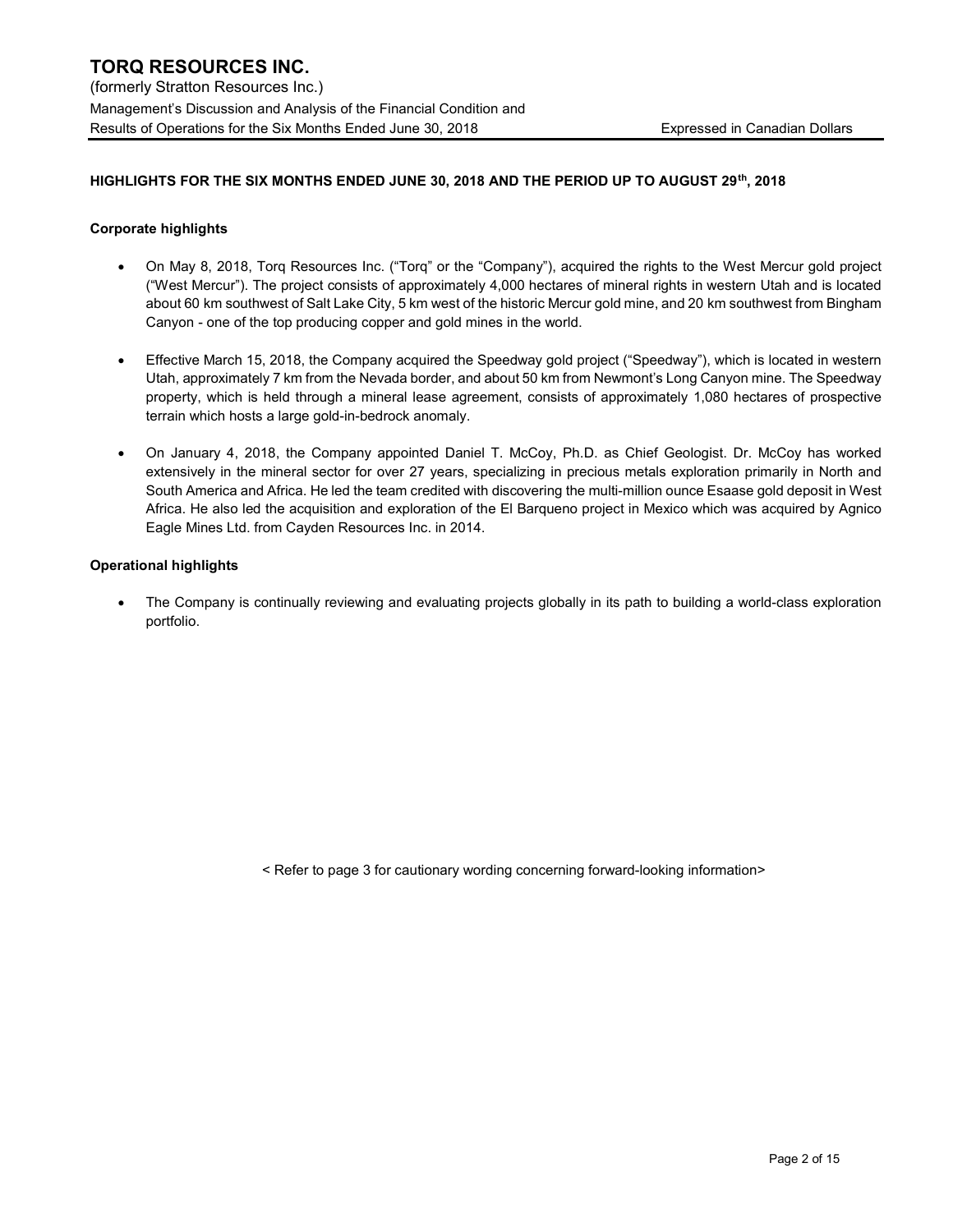## HIGHLIGHTS FOR THE SIX MONTHS ENDED JUNE 30, 2018 AND THE PERIOD UP TO AUGUST 29th, 2018

### Corporate highlights

- On May 8, 2018, Torq Resources Inc. ("Torq" or the "Company"), acquired the rights to the West Mercur gold project ("West Mercur"). The project consists of approximately 4,000 hectares of mineral rights in western Utah and is located about 60 km southwest of Salt Lake City, 5 km west of the historic Mercur gold mine, and 20 km southwest from Bingham Canyon - one of the top producing copper and gold mines in the world.

- Effective March 15, 2018, the Company acquired the Speedway gold project ("Speedway"), which is located in western Utah, approximately 7 km from the Nevada border, and about 50 km from Newmont's Long Canyon mine. The Speedway property, which is held through a mineral lease agreement, consists of approximately 1,080 hectares of prospective terrain which hosts a large gold-in-bedrock anomaly.

- On January 4, 2018, the Company appointed Daniel T. McCoy, Ph.D. as Chief Geologist. Dr. McCoy has worked extensively in the mineral sector for over 27 years, specializing in precious metals exploration primarily in North and South America and Africa. He led the team credited with discovering the multi-million ounce Esaase gold deposit in West Africa. He also led the acquisition and exploration of the El Barqueno project in Mexico which was acquired by Agnico Eagle Mines Ltd. from Cayden Resources Inc. in 2014.

### Operational highlights

- The Company is continually reviewing and evaluating projects globally in its path to building a world-class exploration portfolio.

< Refer to page 3 for cautionary wording concerning forward-looking information>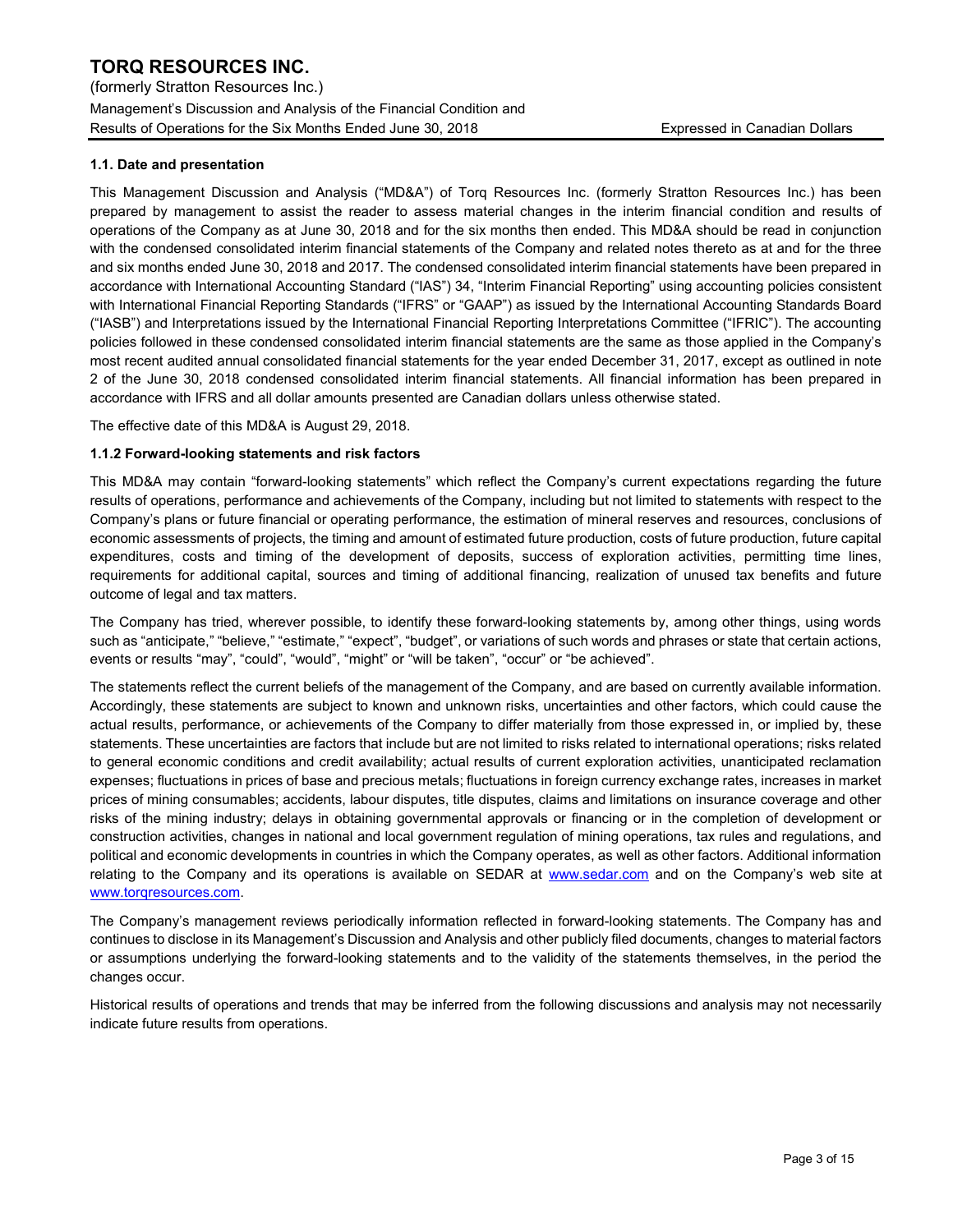### 1.1. Date and presentation

This Management Discussion and Analysis ("MD&A") of Torq Resources Inc. (formerly Stratton Resources Inc.) has been prepared by management to assist the reader to assess material changes in the interim financial condition and results of operations of the Company as at June 30, 2018 and for the six months then ended. This MD&A should be read in conjunction with the condensed consolidated interim financial statements of the Company and related notes thereto as at and for the three and six months ended June 30, 2018 and 2017. The condensed consolidated interim financial statements have been prepared in accordance with International Accounting Standard ("IAS") 34, "Interim Financial Reporting" using accounting policies consistent with International Financial Reporting Standards ("IFRS" or "GAAP") as issued by the International Accounting Standards Board ("IASB") and Interpretations issued by the International Financial Reporting Interpretations Committee ("IFRIC"). The accounting policies followed in these condensed consolidated interim financial statements are the same as those applied in the Company's most recent audited annual consolidated financial statements for the year ended December 31, 2017, except as outlined in note 2 of the June 30, 2018 condensed consolidated interim financial statements. All financial information has been prepared in accordance with IFRS and all dollar amounts presented are Canadian dollars unless otherwise stated.

The effective date of this MD&A is August 29, 2018.

### 1.1.2 Forward-looking statements and risk factors

This MD&A may contain "forward-looking statements" which reflect the Company's current expectations regarding the future results of operations, performance and achievements of the Company, including but not limited to statements with respect to the Company's plans or future financial or operating performance, the estimation of mineral reserves and resources, conclusions of economic assessments of projects, the timing and amount of estimated future production, costs of future production, future capital expenditures, costs and timing of the development of deposits, success of exploration activities, permitting time lines, requirements for additional capital, sources and timing of additional financing, realization of unused tax benefits and future outcome of legal and tax matters.

The Company has tried, wherever possible, to identify these forward-looking statements by, among other things, using words such as "anticipate," "believe," "estimate," "expect", "budget", or variations of such words and phrases or state that certain actions, events or results "may", "could", "would", "might" or "will be taken", "occur" or "be achieved".

The statements reflect the current beliefs of the management of the Company, and are based on currently available information. Accordingly, these statements are subject to known and unknown risks, uncertainties and other factors, which could cause the actual results, performance, or achievements of the Company to differ materially from those expressed in, or implied by, these statements. These uncertainties are factors that include but are not limited to risks related to international operations; risks related to general economic conditions and credit availability; actual results of current exploration activities, unanticipated reclamation expenses; fluctuations in prices of base and precious metals; fluctuations in foreign currency exchange rates, increases in market prices of mining consumables; accidents, labour disputes, title disputes, claims and limitations on insurance coverage and other risks of the mining industry; delays in obtaining governmental approvals or financing or in the completion of development or construction activities, changes in national and local government regulation of mining operations, tax rules and regulations, and political and economic developments in countries in which the Company operates, as well as other factors. Additional information relating to the Company and its operations is available on SEDAR at www.sedar.com and on the Company's web site at www.torqresources.com.

The Company's management reviews periodically information reflected in forward-looking statements. The Company has and continues to disclose in its Management's Discussion and Analysis and other publicly filed documents, changes to material factors or assumptions underlying the forward-looking statements and to the validity of the statements themselves, in the period the changes occur.

Historical results of operations and trends that may be inferred from the following discussions and analysis may not necessarily indicate future results from operations.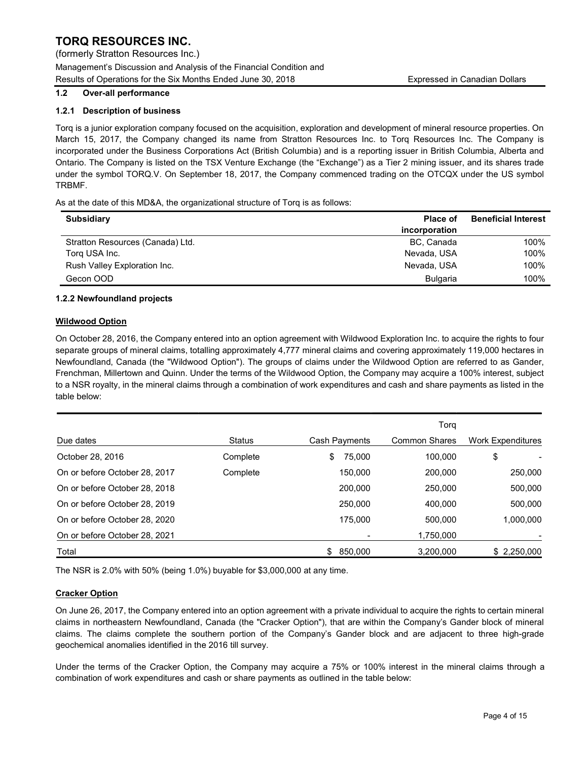## 1.2 Over-all performance

### 1.2.1 Description of business

Torq is a junior exploration company focused on the acquisition, exploration and development of mineral resource properties. On March 15, 2017, the Company changed its name from Stratton Resources Inc. to Torq Resources Inc. The Company is incorporated under the Business Corporations Act (British Columbia) and is a reporting issuer in British Columbia, Alberta and Ontario. The Company is listed on the TSX Venture Exchange (the "Exchange") as a Tier 2 mining issuer, and its shares trade under the symbol TORQ.V. On September 18, 2017, the Company commenced trading on the OTCQX under the US symbol TRBMF.

As at the date of this MD&A, the organizational structure of Torq is as follows:

| Subsidiary | Place of incorporation | Beneficial Interest |
|---|---|---|
| Stratton Resources (Canada) Ltd. | BC, Canada | 100% |
| Torq USA Inc. | Nevada, USA | 100% |
| Rush Valley Exploration Inc. | Nevada, USA | 100% |
| Gecon OOD | Bulgaria | 100% |

### 1.2.2 Newfoundland projects

**Wildwood Option**

On October 28, 2016, the Company entered into an option agreement with Wildwood Exploration Inc. to acquire the rights to four separate groups of mineral claims, totalling approximately 4,777 mineral claims and covering approximately 119,000 hectares in Newfoundland, Canada (the "Wildwood Option"). The groups of claims under the Wildwood Option are referred to as Gander, Frenchman, Millertown and Quinn. Under the terms of the Wildwood Option, the Company may acquire a 100% interest, subject to a NSR royalty, in the mineral claims through a combination of work expenditures and cash and share payments as listed in the table below:

| Due dates | Status | Cash Payments | Torq Common Shares | Work Expenditures |
|---|---|---|---|---|
| October 28, 2016 | Complete | $ 75,000 | 100,000 | $ - |
| On or before October 28, 2017 | Complete | 150,000 | 200,000 | 250,000 |
| On or before October 28, 2018 | | 200,000 | 250,000 | 500,000 |
| On or before October 28, 2019 | | 250,000 | 400,000 | 500,000 |
| On or before October 28, 2020 | | 175,000 | 500,000 | 1,000,000 |
| On or before October 28, 2021 | | - | 1,750,000 | - |
| Total | | $ 850,000 | 3,200,000 | $ 2,250,000 |

The NSR is 2.0% with 50% (being 1.0%) buyable for $3,000,000 at any time.

**Cracker Option**

On June 26, 2017, the Company entered into an option agreement with a private individual to acquire the rights to certain mineral claims in northeastern Newfoundland, Canada (the "Cracker Option"), that are within the Company's Gander block of mineral claims. The claims complete the southern portion of the Company's Gander block and are adjacent to three high-grade geochemical anomalies identified in the 2016 till survey.

Under the terms of the Cracker Option, the Company may acquire a 75% or 100% interest in the mineral claims through a combination of work expenditures and cash or share payments as outlined in the table below: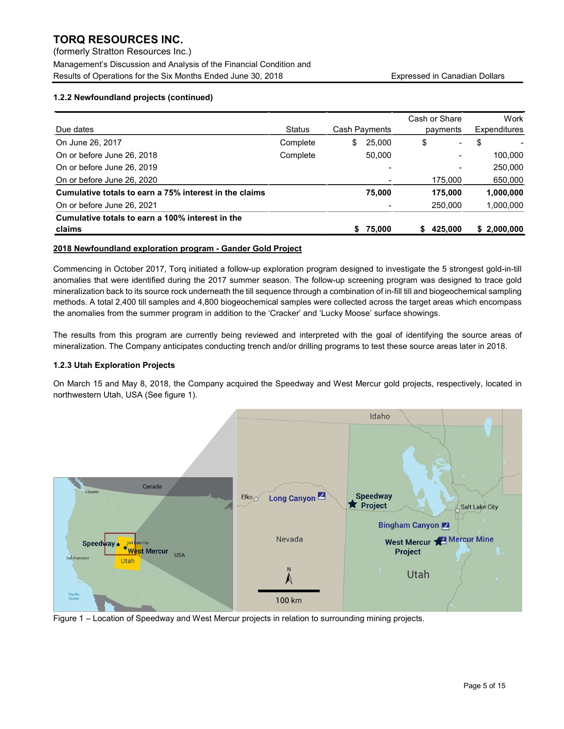### 1.2.2 Newfoundland projects (continued)

| Due dates | Status | Cash Payments | Cash or Share payments | Work Expenditures |
|---|---|---|---|---|
| On June 26, 2017 | Complete | $ 25,000 | $ - | $ - |
| On or before June 26, 2018 | Complete | 50,000 | - | 100,000 |
| On or before June 26, 2019 | | - | - | 250,000 |
| On or before June 26, 2020 | | - | 175,000 | 650,000 |
| **Cumulative totals to earn a 75% interest in the claims** | | **75,000** | **175,000** | **1,000,000** |
| On or before June 26, 2021 | | - | 250,000 | 1,000,000 |
| **Cumulative totals to earn a 100% interest in the claims** | | **$ 75,000** | **$ 425,000** | **$ 2,000,000** |

**2018 Newfoundland exploration program - Gander Gold Project**

Commencing in October 2017, Torq initiated a follow-up exploration program designed to investigate the 5 strongest gold-in-till anomalies that were identified during the 2017 summer season. The follow-up screening program was designed to trace gold mineralization back to its source rock underneath the till sequence through a combination of in-fill till and biogeochemical sampling methods. A total 2,400 till samples and 4,800 biogeochemical samples were collected across the target areas which encompass the anomalies from the summer program in addition to the 'Cracker' and 'Lucky Moose' surface showings.

The results from this program are currently being reviewed and interpreted with the goal of identifying the source areas of mineralization. The Company anticipates conducting trench and/or drilling programs to test these source areas later in 2018.

### 1.2.3 Utah Exploration Projects

On March 15 and May 8, 2018, the Company acquired the Speedway and West Mercur gold projects, respectively, located in northwestern Utah, USA (See figure 1).

Canada
Seattle
Speedway
Salt Lake City
West Mercur
USA
San Francisco
Utah
Pacific Ocean
Idaho
Elko
Long Canyon
Speedway Project
Salt Lake City
Bingham Canyon
Nevada
West Mercur Project
Mercur Mine
Utah
N
100 km

Figure 1 – Location of Speedway and West Mercur projects in relation to surrounding mining projects.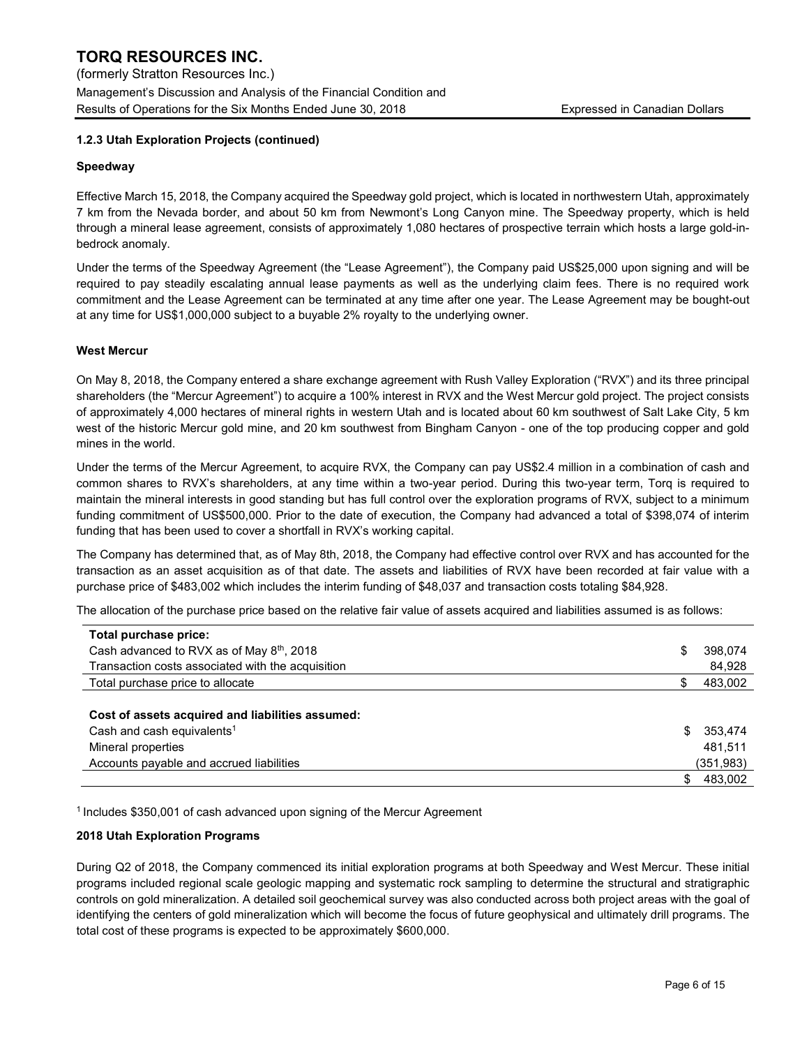### 1.2.3 Utah Exploration Projects (continued)

**Speedway**

Effective March 15, 2018, the Company acquired the Speedway gold project, which is located in northwestern Utah, approximately 7 km from the Nevada border, and about 50 km from Newmont's Long Canyon mine. The Speedway property, which is held through a mineral lease agreement, consists of approximately 1,080 hectares of prospective terrain which hosts a large gold-in-bedrock anomaly.

Under the terms of the Speedway Agreement (the "Lease Agreement"), the Company paid US$25,000 upon signing and will be required to pay steadily escalating annual lease payments as well as the underlying claim fees. There is no required work commitment and the Lease Agreement can be terminated at any time after one year. The Lease Agreement may be bought-out at any time for US$1,000,000 subject to a buyable 2% royalty to the underlying owner.

**West Mercur**

On May 8, 2018, the Company entered a share exchange agreement with Rush Valley Exploration ("RVX") and its three principal shareholders (the "Mercur Agreement") to acquire a 100% interest in RVX and the West Mercur gold project. The project consists of approximately 4,000 hectares of mineral rights in western Utah and is located about 60 km southwest of Salt Lake City, 5 km west of the historic Mercur gold mine, and 20 km southwest from Bingham Canyon - one of the top producing copper and gold mines in the world.

Under the terms of the Mercur Agreement, to acquire RVX, the Company can pay US$2.4 million in a combination of cash and common shares to RVX's shareholders, at any time within a two-year period. During this two-year term, Torq is required to maintain the mineral interests in good standing but has full control over the exploration programs of RVX, subject to a minimum funding commitment of US$500,000. Prior to the date of execution, the Company had advanced a total of $398,074 of interim funding that has been used to cover a shortfall in RVX's working capital.

The Company has determined that, as of May 8th, 2018, the Company had effective control over RVX and has accounted for the transaction as an asset acquisition as of that date. The assets and liabilities of RVX have been recorded at fair value with a purchase price of $483,002 which includes the interim funding of $48,037 and transaction costs totaling $84,928.

The allocation of the purchase price based on the relative fair value of assets acquired and liabilities assumed is as follows:

| | |
|---|---|
| **Total purchase price:** | |
| Cash advanced to RVX as of May 8th, 2018 | $ 398,074 |
| Transaction costs associated with the acquisition | 84,928 |
| Total purchase price to allocate | $ 483,002 |
| | |
| **Cost of assets acquired and liabilities assumed:** | |
| Cash and cash equivalents[1] | $ 353,474 |
| Mineral properties | 481,511 |
| Accounts payable and accrued liabilities | (351,983) |
| | $ 483,002 |

[1] Includes $350,001 of cash advanced upon signing of the Mercur Agreement

**2018 Utah Exploration Programs**

During Q2 of 2018, the Company commenced its initial exploration programs at both Speedway and West Mercur. These initial programs included regional scale geologic mapping and systematic rock sampling to determine the structural and stratigraphic controls on gold mineralization. A detailed soil geochemical survey was also conducted across both project areas with the goal of identifying the centers of gold mineralization which will become the focus of future geophysical and ultimately drill programs. The total cost of these programs is expected to be approximately $600,000.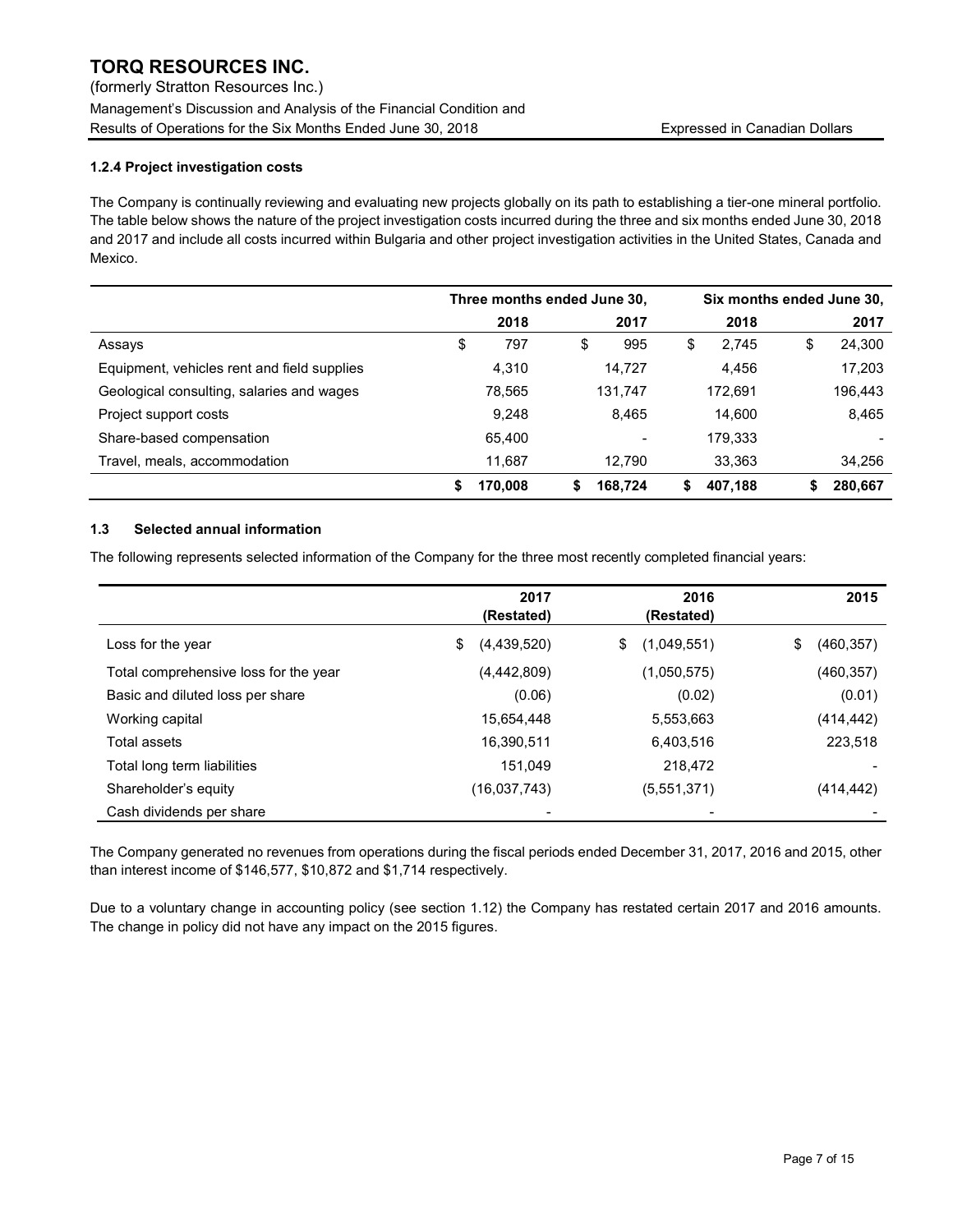#### 1.2.4 Project investigation costs

The Company is continually reviewing and evaluating new projects globally on its path to establishing a tier-one mineral portfolio. The table below shows the nature of the project investigation costs incurred during the three and six months ended June 30, 2018 and 2017 and include all costs incurred within Bulgaria and other project investigation activities in the United States, Canada and Mexico.

| | Three months ended June 30, | | Six months ended June 30, | |
|---|---|---|---|---|
| | 2018 | 2017 | 2018 | 2017 |
| Assays | $ 797 | $ 995 | $ 2,745 | $ 24,300 |
| Equipment, vehicles rent and field supplies | 4,310 | 14,727 | 4,456 | 17,203 |
| Geological consulting, salaries and wages | 78,565 | 131,747 | 172,691 | 196,443 |
| Project support costs | 9,248 | 8,465 | 14,600 | 8,465 |
| Share-based compensation | 65,400 | - | 179,333 | - |
| Travel, meals, accommodation | 11,687 | 12,790 | 33,363 | 34,256 |
| | **$ 170,008** | **$ 168,724** | **$ 407,188** | **$ 280,667** |

### 1.3 Selected annual information

The following represents selected information of the Company for the three most recently completed financial years:

| | 2017 (Restated) | 2016 (Restated) | 2015 |
|---|---|---|---|
| Loss for the year | $ (4,439,520) | $ (1,049,551) | $ (460,357) |
| Total comprehensive loss for the year | (4,442,809) | (1,050,575) | (460,357) |
| Basic and diluted loss per share | (0.06) | (0.02) | (0.01) |
| Working capital | 15,654,448 | 5,553,663 | (414,442) |
| Total assets | 16,390,511 | 6,403,516 | 223,518 |
| Total long term liabilities | 151,049 | 218,472 | - |
| Shareholder's equity | (16,037,743) | (5,551,371) | (414,442) |
| Cash dividends per share | - | - | - |

The Company generated no revenues from operations during the fiscal periods ended December 31, 2017, 2016 and 2015, other than interest income of $146,577, $10,872 and $1,714 respectively.

Due to a voluntary change in accounting policy (see section 1.12) the Company has restated certain 2017 and 2016 amounts. The change in policy did not have any impact on the 2015 figures.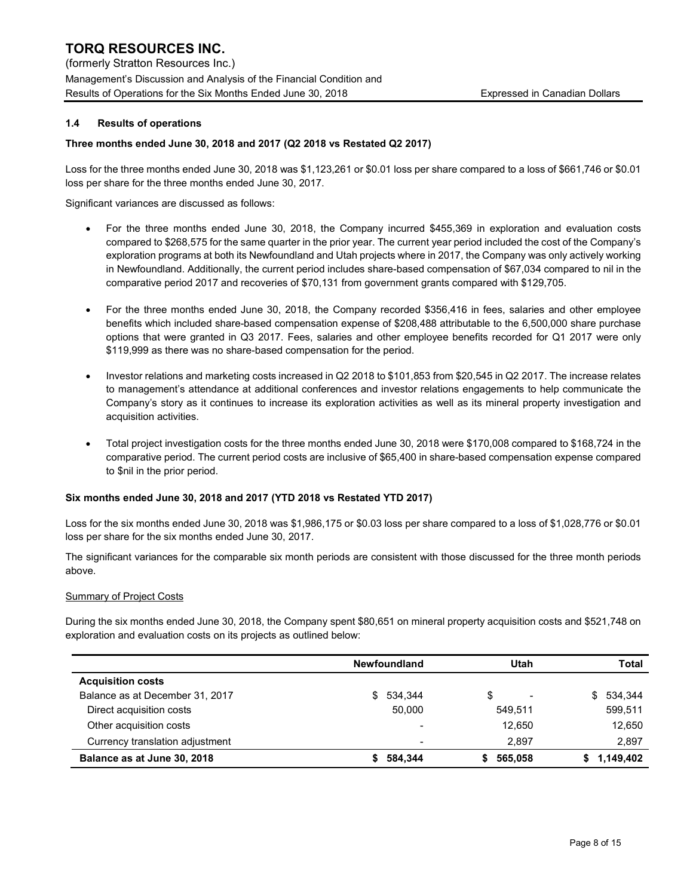### 1.4 Results of operations

**Three months ended June 30, 2018 and 2017 (Q2 2018 vs Restated Q2 2017)**

Loss for the three months ended June 30, 2018 was $1,123,261 or $0.01 loss per share compared to a loss of $661,746 or $0.01 loss per share for the three months ended June 30, 2017.

Significant variances are discussed as follows:

- For the three months ended June 30, 2018, the Company incurred $455,369 in exploration and evaluation costs compared to $268,575 for the same quarter in the prior year. The current year period included the cost of the Company's exploration programs at both its Newfoundland and Utah projects where in 2017, the Company was only actively working in Newfoundland. Additionally, the current period includes share-based compensation of $67,034 compared to nil in the comparative period 2017 and recoveries of $70,131 from government grants compared with $129,705.

- For the three months ended June 30, 2018, the Company recorded $356,416 in fees, salaries and other employee benefits which included share-based compensation expense of $208,488 attributable to the 6,500,000 share purchase options that were granted in Q3 2017. Fees, salaries and other employee benefits recorded for Q1 2017 were only $119,999 as there was no share-based compensation for the period.

- Investor relations and marketing costs increased in Q2 2018 to $101,853 from $20,545 in Q2 2017. The increase relates to management's attendance at additional conferences and investor relations engagements to help communicate the Company's story as it continues to increase its exploration activities as well as its mineral property investigation and acquisition activities.

- Total project investigation costs for the three months ended June 30, 2018 were $170,008 compared to $168,724 in the comparative period. The current period costs are inclusive of $65,400 in share-based compensation expense compared to $nil in the prior period.

**Six months ended June 30, 2018 and 2017 (YTD 2018 vs Restated YTD 2017)**

Loss for the six months ended June 30, 2018 was $1,986,175 or $0.03 loss per share compared to a loss of $1,028,776 or $0.01 loss per share for the six months ended June 30, 2017.

The significant variances for the comparable six month periods are consistent with those discussed for the three month periods above.

Summary of Project Costs

During the six months ended June 30, 2018, the Company spent $80,651 on mineral property acquisition costs and $521,748 on exploration and evaluation costs on its projects as outlined below:

| | Newfoundland | Utah | Total |
|---|---|---|---|
| **Acquisition costs** | | | |
| Balance as at December 31, 2017 | $ 534,344 | $ - | $ 534,344 |
| Direct acquisition costs | 50,000 | 549,511 | 599,511 |
| Other acquisition costs | - | 12,650 | 12,650 |
| Currency translation adjustment | - | 2,897 | 2,897 |
| **Balance as at June 30, 2018** | **$ 584,344** | **$ 565,058** | **$ 1,149,402** |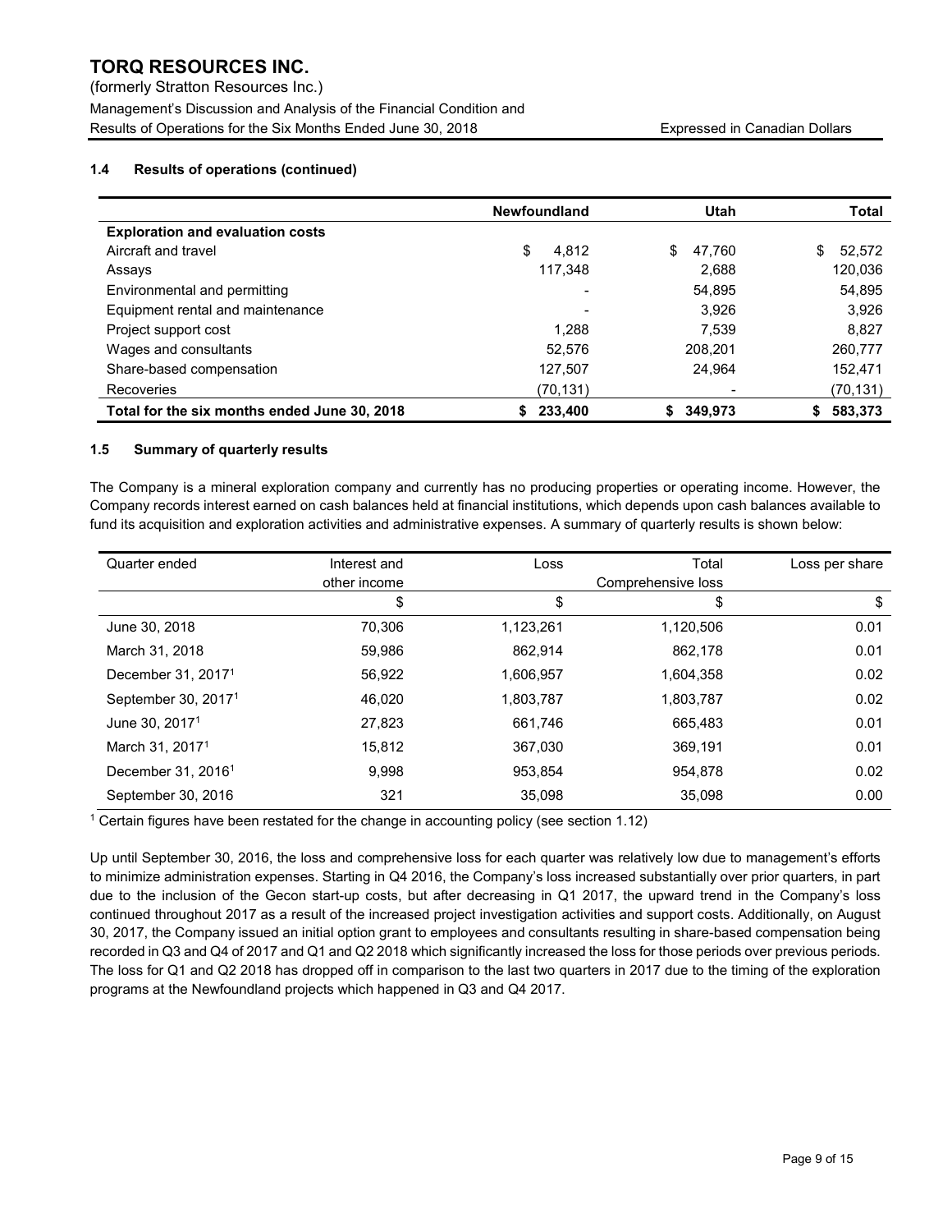### 1.4 Results of operations (continued)

| | Newfoundland | Utah | Total |
|---|---|---|---|
| **Exploration and evaluation costs** | | | |
| Aircraft and travel | $ 4,812 | $ 47,760 | $ 52,572 |
| Assays | 117,348 | 2,688 | 120,036 |
| Environmental and permitting | - | 54,895 | 54,895 |
| Equipment rental and maintenance | - | 3,926 | 3,926 |
| Project support cost | 1,288 | 7,539 | 8,827 |
| Wages and consultants | 52,576 | 208,201 | 260,777 |
| Share-based compensation | 127,507 | 24,964 | 152,471 |
| Recoveries | (70,131) | - | (70,131) |
| **Total for the six months ended June 30, 2018** | **$ 233,400** | **$ 349,973** | **$ 583,373** |

### 1.5 Summary of quarterly results

The Company is a mineral exploration company and currently has no producing properties or operating income. However, the Company records interest earned on cash balances held at financial institutions, which depends upon cash balances available to fund its acquisition and exploration activities and administrative expenses. A summary of quarterly results is shown below:

| Quarter ended | Interest and other income | Loss | Total Comprehensive loss | Loss per share |
|---|---|---|---|---|
| | $ | $ | $ | $ |
| June 30, 2018 | 70,306 | 1,123,261 | 1,120,506 | 0.01 |
| March 31, 2018 | 59,986 | 862,914 | 862,178 | 0.01 |
| December 31, 2017[1] | 56,922 | 1,606,957 | 1,604,358 | 0.02 |
| September 30, 2017[1] | 46,020 | 1,803,787 | 1,803,787 | 0.02 |
| June 30, 2017[1] | 27,823 | 661,746 | 665,483 | 0.01 |
| March 31, 2017[1] | 15,812 | 367,030 | 369,191 | 0.01 |
| December 31, 2016[1] | 9,998 | 953,854 | 954,878 | 0.02 |
| September 30, 2016 | 321 | 35,098 | 35,098 | 0.00 |

[1] Certain figures have been restated for the change in accounting policy (see section 1.12)

Up until September 30, 2016, the loss and comprehensive loss for each quarter was relatively low due to management's efforts to minimize administration expenses. Starting in Q4 2016, the Company's loss increased substantially over prior quarters, in part due to the inclusion of the Gecon start-up costs, but after decreasing in Q1 2017, the upward trend in the Company's loss continued throughout 2017 as a result of the increased project investigation activities and support costs. Additionally, on August 30, 2017, the Company issued an initial option grant to employees and consultants resulting in share-based compensation being recorded in Q3 and Q4 of 2017 and Q1 and Q2 2018 which significantly increased the loss for those periods over previous periods. The loss for Q1 and Q2 2018 has dropped off in comparison to the last two quarters in 2017 due to the timing of the exploration programs at the Newfoundland projects which happened in Q3 and Q4 2017.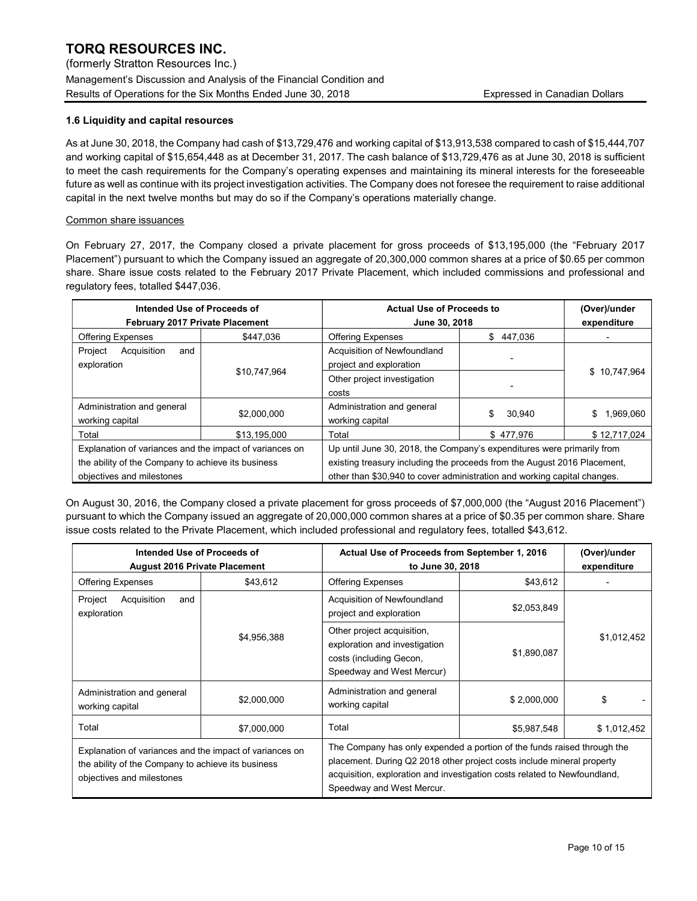### 1.6 Liquidity and capital resources

As at June 30, 2018, the Company had cash of $13,729,476 and working capital of $13,913,538 compared to cash of $15,444,707 and working capital of $15,654,448 as at December 31, 2017. The cash balance of $13,729,476 as at June 30, 2018 is sufficient to meet the cash requirements for the Company's operating expenses and maintaining its mineral interests for the foreseeable future as well as continue with its project investigation activities. The Company does not foresee the requirement to raise additional capital in the next twelve months but may do so if the Company's operations materially change.

Common share issuances

On February 27, 2017, the Company closed a private placement for gross proceeds of $13,195,000 (the "February 2017 Placement") pursuant to which the Company issued an aggregate of 20,300,000 common shares at a price of $0.65 per common share. Share issue costs related to the February 2017 Private Placement, which included commissions and professional and regulatory fees, totalled $447,036.

| Intended Use of Proceeds of February 2017 Private Placement | | Actual Use of Proceeds to June 30, 2018 | | (Over)/under expenditure |
|---|---|---|---|---|
| Offering Expenses | $447,036 | Offering Expenses | $ 447,036 | - |
| Project Acquisition and exploration | $10,747,964 | Acquisition of Newfoundland project and exploration | - | $ 10,747,964 |
| | | Other project investigation costs | - | |
| Administration and general working capital | $2,000,000 | Administration and general working capital | $ 30,940 | $ 1,969,060 |
| Total | $13,195,000 | Total | $ 477,976 | $ 12,717,024 |
| Explanation of variances and the impact of variances on the ability of the Company to achieve its business objectives and milestones | | Up until June 30, 2018, the Company's expenditures were primarily from existing treasury including the proceeds from the August 2016 Placement, other than $30,940 to cover administration and working capital changes. | | |

On August 30, 2016, the Company closed a private placement for gross proceeds of $7,000,000 (the "August 2016 Placement") pursuant to which the Company issued an aggregate of 20,000,000 common shares at a price of $0.35 per common share. Share issue costs related to the Private Placement, which included professional and regulatory fees, totalled $43,612.

| Intended Use of Proceeds of August 2016 Private Placement | | Actual Use of Proceeds from September 1, 2016 to June 30, 2018 | | (Over)/under expenditure |
|---|---|---|---|---|
| Offering Expenses | $43,612 | Offering Expenses | $43,612 | - |
| Project Acquisition and exploration | $4,956,388 | Acquisition of Newfoundland project and exploration | $2,053,849 | $1,012,452 |
| | | Other project acquisition, exploration and investigation costs (including Gecon, Speedway and West Mercur) | $1,890,087 | |
| Administration and general working capital | $2,000,000 | Administration and general working capital | $ 2,000,000 | $ - |
| Total | $7,000,000 | Total | $5,987,548 | $ 1,012,452 |
| Explanation of variances and the impact of variances on the ability of the Company to achieve its business objectives and milestones | | The Company has only expended a portion of the funds raised through the placement. During Q2 2018 other project costs include mineral property acquisition, exploration and investigation costs related to Newfoundland, Speedway and West Mercur. | | |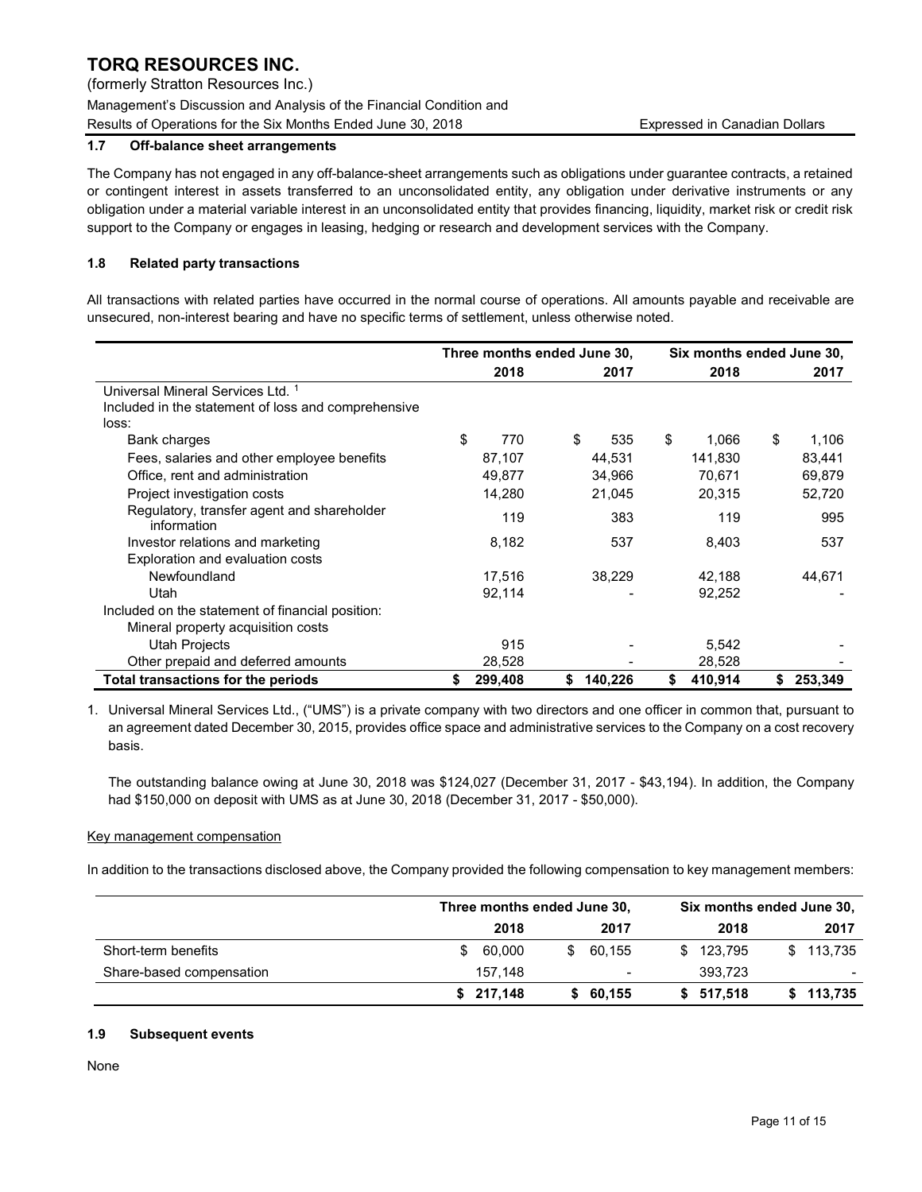### 1.7 Off-balance sheet arrangements

The Company has not engaged in any off-balance-sheet arrangements such as obligations under guarantee contracts, a retained or contingent interest in assets transferred to an unconsolidated entity, any obligation under derivative instruments or any obligation under a material variable interest in an unconsolidated entity that provides financing, liquidity, market risk or credit risk support to the Company or engages in leasing, hedging or research and development services with the Company.

### 1.8 Related party transactions

All transactions with related parties have occurred in the normal course of operations. All amounts payable and receivable are unsecured, non-interest bearing and have no specific terms of settlement, unless otherwise noted.

| | Three months ended June 30, | | Six months ended June 30, | |
|---|---|---|---|---|
| | 2018 | 2017 | 2018 | 2017 |
| Universal Mineral Services Ltd. [1] | | | | |
| Included in the statement of loss and comprehensive loss: | | | | |
| Bank charges | $ 770 | $ 535 | $ 1,066 | $ 1,106 |
| Fees, salaries and other employee benefits | 87,107 | 44,531 | 141,830 | 83,441 |
| Office, rent and administration | 49,877 | 34,966 | 70,671 | 69,879 |
| Project investigation costs | 14,280 | 21,045 | 20,315 | 52,720 |
| Regulatory, transfer agent and shareholder information | 119 | 383 | 119 | 995 |
| Investor relations and marketing | 8,182 | 537 | 8,403 | 537 |
| Exploration and evaluation costs | | | | |
| Newfoundland | 17,516 | 38,229 | 42,188 | 44,671 |
| Utah | 92,114 | - | 92,252 | - |
| Included on the statement of financial position: | | | | |
| Mineral property acquisition costs | | | | |
| Utah Projects | 915 | - | 5,542 | - |
| Other prepaid and deferred amounts | 28,528 | - | 28,528 | - |
| **Total transactions for the periods** | **$ 299,408** | **$ 140,226** | **$ 410,914** | **$ 253,349** |

1. Universal Mineral Services Ltd., ("UMS") is a private company with two directors and one officer in common that, pursuant to an agreement dated December 30, 2015, provides office space and administrative services to the Company on a cost recovery basis.

   The outstanding balance owing at June 30, 2018 was $124,027 (December 31, 2017 - $43,194). In addition, the Company had $150,000 on deposit with UMS as at June 30, 2018 (December 31, 2017 - $50,000).

Key management compensation

In addition to the transactions disclosed above, the Company provided the following compensation to key management members:

| | Three months ended June 30, | | Six months ended June 30, | |
|---|---|---|---|---|
| | 2018 | 2017 | 2018 | 2017 |
| Short-term benefits | $ 60,000 | $ 60,155 | $ 123,795 | $ 113,735 |
| Share-based compensation | 157,148 | - | 393,723 | - |
| | **$ 217,148** | **$ 60,155** | **$ 517,518** | **$ 113,735** |

### 1.9 Subsequent events

None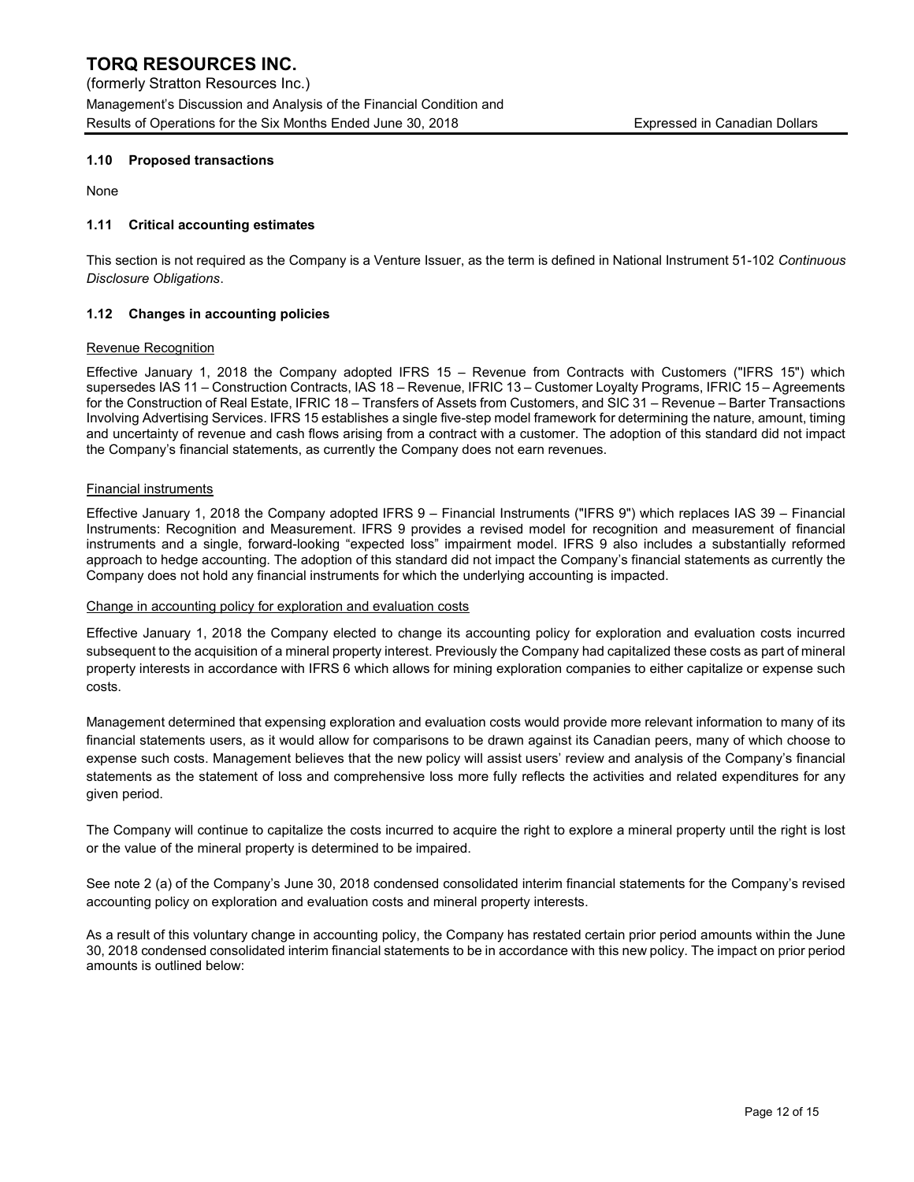### 1.10 Proposed transactions

None

### 1.11 Critical accounting estimates

This section is not required as the Company is a Venture Issuer, as the term is defined in National Instrument 51-102 *Continuous Disclosure Obligations*.

### 1.12 Changes in accounting policies

Revenue Recognition

Effective January 1, 2018 the Company adopted IFRS 15 – Revenue from Contracts with Customers ("IFRS 15") which supersedes IAS 11 – Construction Contracts, IAS 18 – Revenue, IFRIC 13 – Customer Loyalty Programs, IFRIC 15 – Agreements for the Construction of Real Estate, IFRIC 18 – Transfers of Assets from Customers, and SIC 31 – Revenue – Barter Transactions Involving Advertising Services. IFRS 15 establishes a single five-step model framework for determining the nature, amount, timing and uncertainty of revenue and cash flows arising from a contract with a customer. The adoption of this standard did not impact the Company's financial statements, as currently the Company does not earn revenues.

Financial instruments

Effective January 1, 2018 the Company adopted IFRS 9 – Financial Instruments ("IFRS 9") which replaces IAS 39 – Financial Instruments: Recognition and Measurement. IFRS 9 provides a revised model for recognition and measurement of financial instruments and a single, forward-looking "expected loss" impairment model. IFRS 9 also includes a substantially reformed approach to hedge accounting. The adoption of this standard did not impact the Company's financial statements as currently the Company does not hold any financial instruments for which the underlying accounting is impacted.

Change in accounting policy for exploration and evaluation costs

Effective January 1, 2018 the Company elected to change its accounting policy for exploration and evaluation costs incurred subsequent to the acquisition of a mineral property interest. Previously the Company had capitalized these costs as part of mineral property interests in accordance with IFRS 6 which allows for mining exploration companies to either capitalize or expense such costs.

Management determined that expensing exploration and evaluation costs would provide more relevant information to many of its financial statements users, as it would allow for comparisons to be drawn against its Canadian peers, many of which choose to expense such costs. Management believes that the new policy will assist users' review and analysis of the Company's financial statements as the statement of loss and comprehensive loss more fully reflects the activities and related expenditures for any given period.

The Company will continue to capitalize the costs incurred to acquire the right to explore a mineral property until the right is lost or the value of the mineral property is determined to be impaired.

See note 2 (a) of the Company's June 30, 2018 condensed consolidated interim financial statements for the Company's revised accounting policy on exploration and evaluation costs and mineral property interests.

As a result of this voluntary change in accounting policy, the Company has restated certain prior period amounts within the June 30, 2018 condensed consolidated interim financial statements to be in accordance with this new policy. The impact on prior period amounts is outlined below: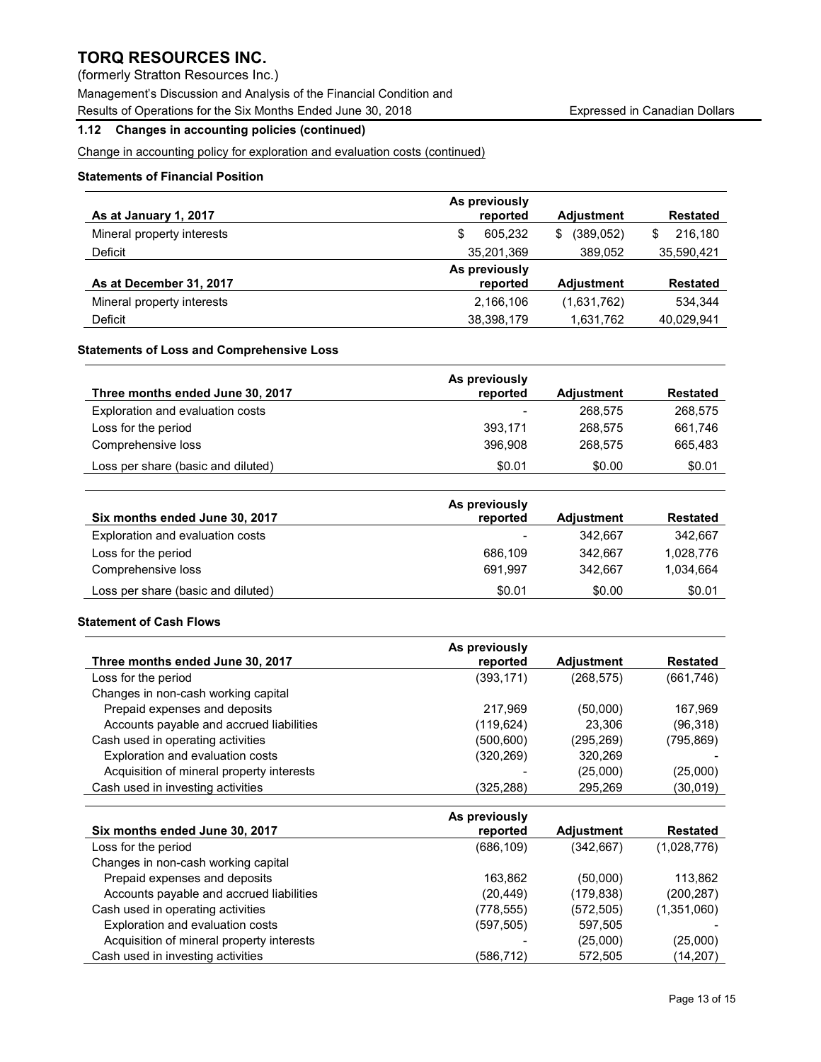### 1.12 Changes in accounting policies (continued)

Change in accounting policy for exploration and evaluation costs (continued)

**Statements of Financial Position**

| As at January 1, 2017 | As previously reported | Adjustment | Restated |
|---|---|---|---|
| Mineral property interests | $ 605,232 | $ (389,052) | $ 216,180 |
| Deficit | 35,201,369 | 389,052 | 35,590,421 |

| As at December 31, 2017 | As previously reported | Adjustment | Restated |
|---|---|---|---|
| Mineral property interests | 2,166,106 | (1,631,762) | 534,344 |
| Deficit | 38,398,179 | 1,631,762 | 40,029,941 |

**Statements of Loss and Comprehensive Loss**

| Three months ended June 30, 2017 | As previously reported | Adjustment | Restated |
|---|---|---|---|
| Exploration and evaluation costs | - | 268,575 | 268,575 |
| Loss for the period | 393,171 | 268,575 | 661,746 |
| Comprehensive loss | 396,908 | 268,575 | 665,483 |
| Loss per share (basic and diluted) | $0.01 | $0.00 | $0.01 |

| Six months ended June 30, 2017 | As previously reported | Adjustment | Restated |
|---|---|---|---|
| Exploration and evaluation costs | - | 342,667 | 342,667 |
| Loss for the period | 686,109 | 342,667 | 1,028,776 |
| Comprehensive loss | 691,997 | 342,667 | 1,034,664 |
| Loss per share (basic and diluted) | $0.01 | $0.00 | $0.01 |

**Statement of Cash Flows**

| Three months ended June 30, 2017 | As previously reported | Adjustment | Restated |
|---|---|---|---|
| Loss for the period | (393,171) | (268,575) | (661,746) |
| Changes in non-cash working capital | | | |
| Prepaid expenses and deposits | 217,969 | (50,000) | 167,969 |
| Accounts payable and accrued liabilities | (119,624) | 23,306 | (96,318) |
| Cash used in operating activities | (500,600) | (295,269) | (795,869) |
| Exploration and evaluation costs | (320,269) | 320,269 | - |
| Acquisition of mineral property interests | - | (25,000) | (25,000) |
| Cash used in investing activities | (325,288) | 295,269 | (30,019) |

| Six months ended June 30, 2017 | As previously reported | Adjustment | Restated |
|---|---|---|---|
| Loss for the period | (686,109) | (342,667) | (1,028,776) |
| Changes in non-cash working capital | | | |
| Prepaid expenses and deposits | 163,862 | (50,000) | 113,862 |
| Accounts payable and accrued liabilities | (20,449) | (179,838) | (200,287) |
| Cash used in operating activities | (778,555) | (572,505) | (1,351,060) |
| Exploration and evaluation costs | (597,505) | 597,505 | - |
| Acquisition of mineral property interests | - | (25,000) | (25,000) |
| Cash used in investing activities | (586,712) | 572,505 | (14,207) |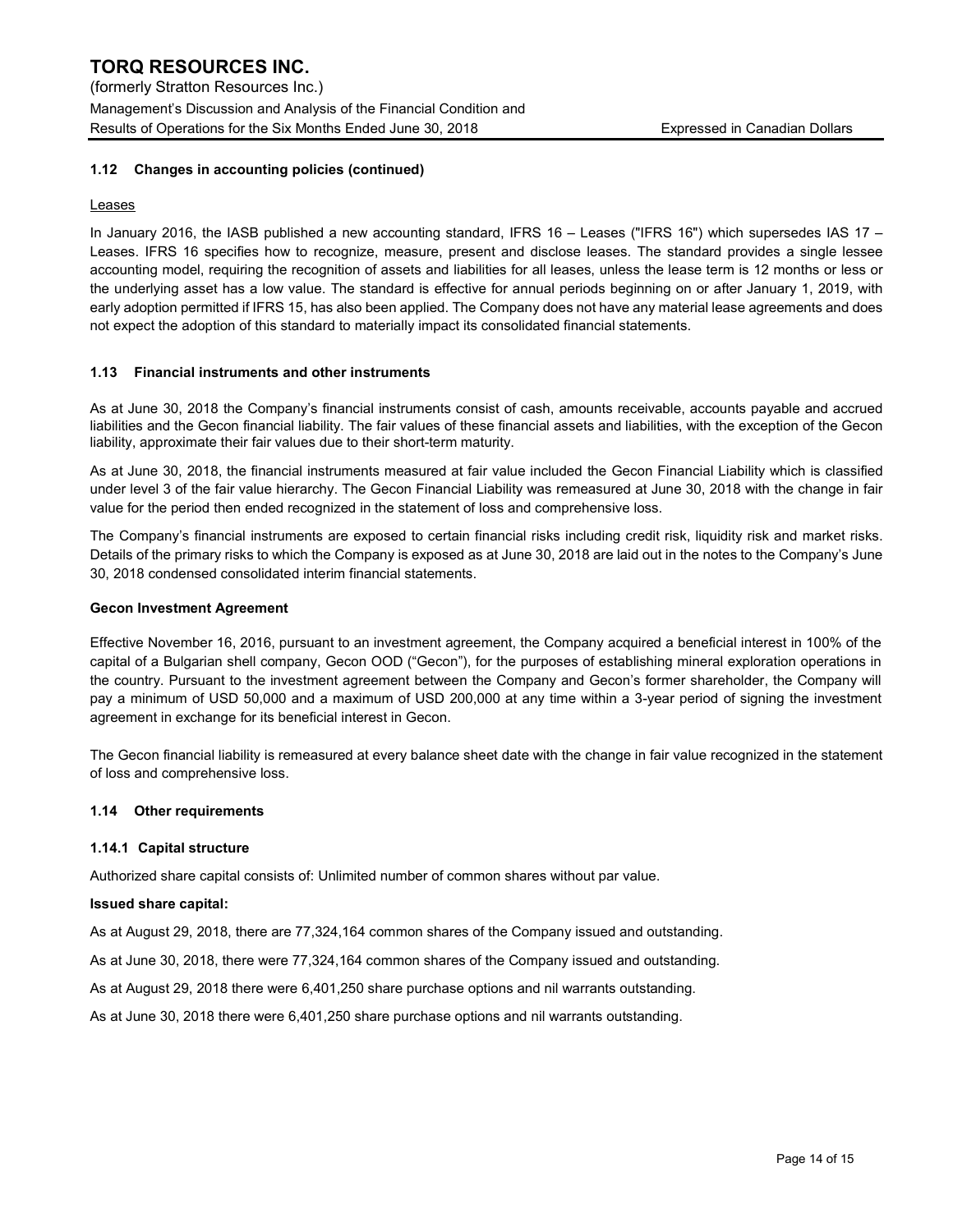### 1.12 Changes in accounting policies (continued)

Leases

In January 2016, the IASB published a new accounting standard, IFRS 16 – Leases ("IFRS 16") which supersedes IAS 17 – Leases. IFRS 16 specifies how to recognize, measure, present and disclose leases. The standard provides a single lessee accounting model, requiring the recognition of assets and liabilities for all leases, unless the lease term is 12 months or less or the underlying asset has a low value. The standard is effective for annual periods beginning on or after January 1, 2019, with early adoption permitted if IFRS 15, has also been applied. The Company does not have any material lease agreements and does not expect the adoption of this standard to materially impact its consolidated financial statements.

### 1.13 Financial instruments and other instruments

As at June 30, 2018 the Company's financial instruments consist of cash, amounts receivable, accounts payable and accrued liabilities and the Gecon financial liability. The fair values of these financial assets and liabilities, with the exception of the Gecon liability, approximate their fair values due to their short-term maturity.

As at June 30, 2018, the financial instruments measured at fair value included the Gecon Financial Liability which is classified under level 3 of the fair value hierarchy. The Gecon Financial Liability was remeasured at June 30, 2018 with the change in fair value for the period then ended recognized in the statement of loss and comprehensive loss.

The Company's financial instruments are exposed to certain financial risks including credit risk, liquidity risk and market risks. Details of the primary risks to which the Company is exposed as at June 30, 2018 are laid out in the notes to the Company's June 30, 2018 condensed consolidated interim financial statements.

**Gecon Investment Agreement**

Effective November 16, 2016, pursuant to an investment agreement, the Company acquired a beneficial interest in 100% of the capital of a Bulgarian shell company, Gecon OOD ("Gecon"), for the purposes of establishing mineral exploration operations in the country. Pursuant to the investment agreement between the Company and Gecon's former shareholder, the Company will pay a minimum of USD 50,000 and a maximum of USD 200,000 at any time within a 3-year period of signing the investment agreement in exchange for its beneficial interest in Gecon.

The Gecon financial liability is remeasured at every balance sheet date with the change in fair value recognized in the statement of loss and comprehensive loss.

### 1.14 Other requirements

#### 1.14.1 Capital structure

Authorized share capital consists of: Unlimited number of common shares without par value.

**Issued share capital:**

As at August 29, 2018, there are 77,324,164 common shares of the Company issued and outstanding.

As at June 30, 2018, there were 77,324,164 common shares of the Company issued and outstanding.

As at August 29, 2018 there were 6,401,250 share purchase options and nil warrants outstanding.

As at June 30, 2018 there were 6,401,250 share purchase options and nil warrants outstanding.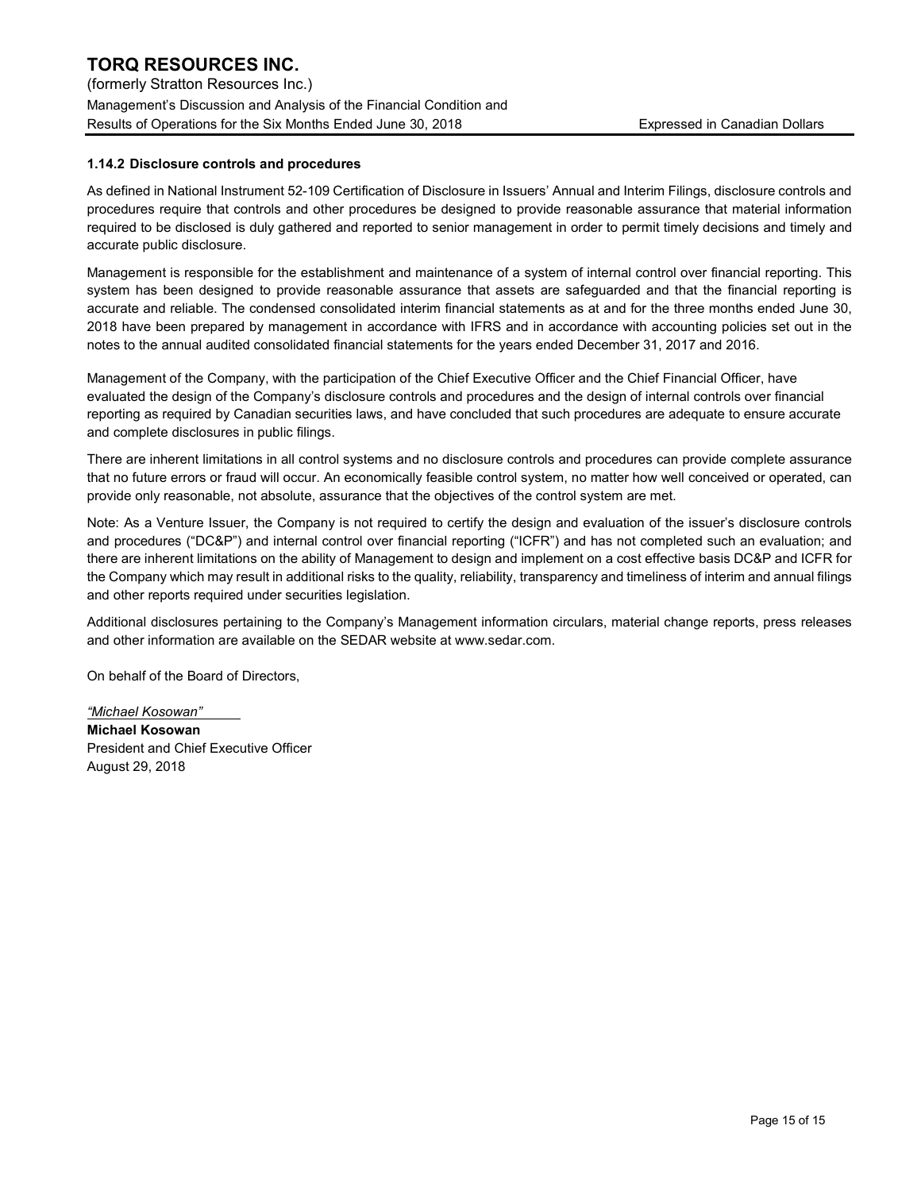### 1.14.2 Disclosure controls and procedures

As defined in National Instrument 52-109 Certification of Disclosure in Issuers' Annual and Interim Filings, disclosure controls and procedures require that controls and other procedures be designed to provide reasonable assurance that material information required to be disclosed is duly gathered and reported to senior management in order to permit timely decisions and timely and accurate public disclosure.

Management is responsible for the establishment and maintenance of a system of internal control over financial reporting. This system has been designed to provide reasonable assurance that assets are safeguarded and that the financial reporting is accurate and reliable. The condensed consolidated interim financial statements as at and for the three months ended June 30, 2018 have been prepared by management in accordance with IFRS and in accordance with accounting policies set out in the notes to the annual audited consolidated financial statements for the years ended December 31, 2017 and 2016.

Management of the Company, with the participation of the Chief Executive Officer and the Chief Financial Officer, have evaluated the design of the Company's disclosure controls and procedures and the design of internal controls over financial reporting as required by Canadian securities laws, and have concluded that such procedures are adequate to ensure accurate and complete disclosures in public filings.

There are inherent limitations in all control systems and no disclosure controls and procedures can provide complete assurance that no future errors or fraud will occur. An economically feasible control system, no matter how well conceived or operated, can provide only reasonable, not absolute, assurance that the objectives of the control system are met.

Note: As a Venture Issuer, the Company is not required to certify the design and evaluation of the issuer's disclosure controls and procedures ("DC&P") and internal control over financial reporting ("ICFR") and has not completed such an evaluation; and there are inherent limitations on the ability of Management to design and implement on a cost effective basis DC&P and ICFR for the Company which may result in additional risks to the quality, reliability, transparency and timeliness of interim and annual filings and other reports required under securities legislation.

Additional disclosures pertaining to the Company's Management information circulars, material change reports, press releases and other information are available on the SEDAR website at www.sedar.com.

On behalf of the Board of Directors,

*"Michael Kosowan"*

**Michael Kosowan**
President and Chief Executive Officer
August 29, 2018